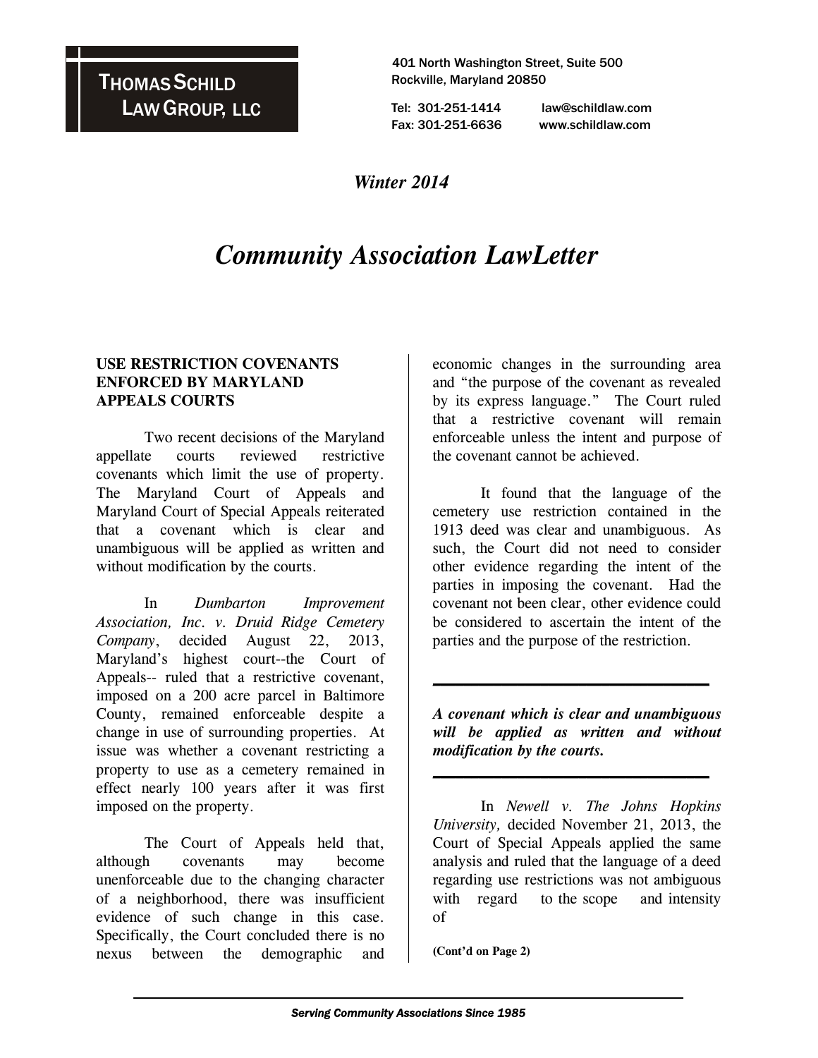# Thomas Schild Law Group, LLC

401 North Washington Street, Suite 500
Rockville, Maryland 20850

Tel: 301-251-1414 law@schildlaw.com
Fax: 301-251-6636 www.schildlaw.com

*Winter 2014*

# *Community Association LawLetter*

## USE RESTRICTION COVENANTS ENFORCED BY MARYLAND APPEALS COURTS

Two recent decisions of the Maryland appellate courts reviewed restrictive covenants which limit the use of property. The Maryland Court of Appeals and Maryland Court of Special Appeals reiterated that a covenant which is clear and unambiguous will be applied as written and without modification by the courts.

In *Dumbarton Improvement Association, Inc. v. Druid Ridge Cemetery Company*, decided August 22, 2013, Maryland's highest court--the Court of Appeals-- ruled that a restrictive covenant, imposed on a 200 acre parcel in Baltimore County, remained enforceable despite a change in use of surrounding properties. At issue was whether a covenant restricting a property to use as a cemetery remained in effect nearly 100 years after it was first imposed on the property.

The Court of Appeals held that, although covenants may become unenforceable due to the changing character of a neighborhood, there was insufficient evidence of such change in this case. Specifically, the Court concluded there is no nexus between the demographic and economic changes in the surrounding area and "the purpose of the covenant as revealed by its express language." The Court ruled that a restrictive covenant will remain enforceable unless the intent and purpose of the covenant cannot be achieved.

It found that the language of the cemetery use restriction contained in the 1913 deed was clear and unambiguous. As such, the Court did not need to consider other evidence regarding the intent of the parties in imposing the covenant. Had the covenant not been clear, other evidence could be considered to ascertain the intent of the parties and the purpose of the restriction.

***A covenant which is clear and unambiguous will be applied as written and without modification by the courts.***

In *Newell v. The Johns Hopkins University,* decided November 21, 2013, the Court of Special Appeals applied the same analysis and ruled that the language of a deed regarding use restrictions was not ambiguous with regard to the scope and intensity of

**(Cont'd on Page 2)**

*Serving Community Associations Since 1985*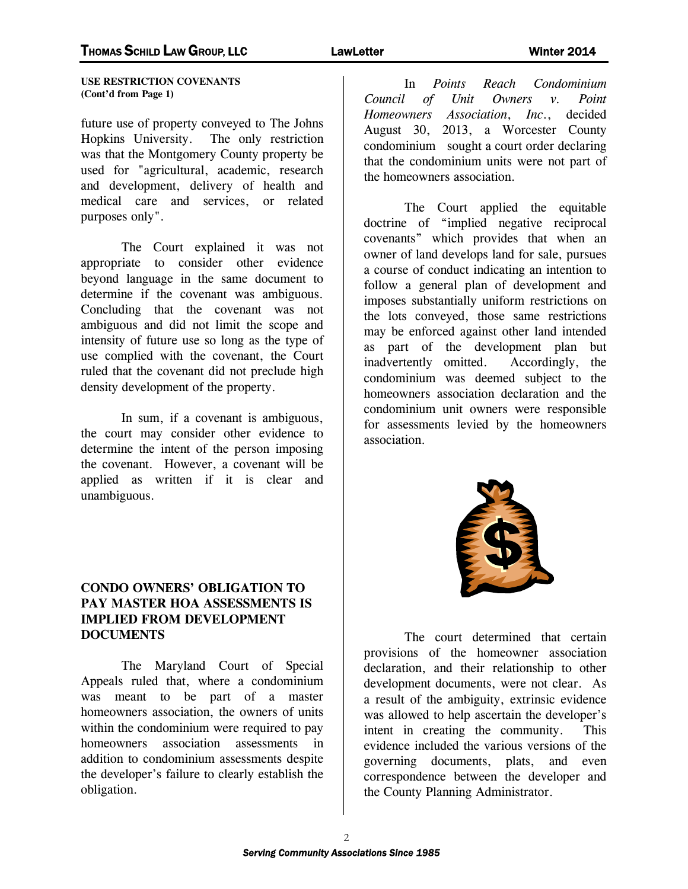**USE RESTRICTION COVENANTS**
**(Cont'd from Page 1)**

future use of property conveyed to The Johns Hopkins University. The only restriction was that the Montgomery County property be used for "agricultural, academic, research and development, delivery of health and medical care and services, or related purposes only".

The Court explained it was not appropriate to consider other evidence beyond language in the same document to determine if the covenant was ambiguous. Concluding that the covenant was not ambiguous and did not limit the scope and intensity of future use so long as the type of use complied with the covenant, the Court ruled that the covenant did not preclude high density development of the property.

In sum, if a covenant is ambiguous, the court may consider other evidence to determine the intent of the person imposing the covenant. However, a covenant will be applied as written if it is clear and unambiguous.

## CONDO OWNERS' OBLIGATION TO PAY MASTER HOA ASSESSMENTS IS IMPLIED FROM DEVELOPMENT DOCUMENTS

The Maryland Court of Special Appeals ruled that, where a condominium was meant to be part of a master homeowners association, the owners of units within the condominium were required to pay homeowners association assessments in addition to condominium assessments despite the developer's failure to clearly establish the obligation.

In *Points Reach Condominium Council of Unit Owners v. Point Homeowners Association, Inc.*, decided August 30, 2013, a Worcester County condominium sought a court order declaring that the condominium units were not part of the homeowners association.

The Court applied the equitable doctrine of "implied negative reciprocal covenants" which provides that when an owner of land develops land for sale, pursues a course of conduct indicating an intention to follow a general plan of development and imposes substantially uniform restrictions on the lots conveyed, those same restrictions may be enforced against other land intended as part of the development plan but inadvertently omitted. Accordingly, the condominium was deemed subject to the homeowners association declaration and the condominium unit owners were responsible for assessments levied by the homeowners association.

The court determined that certain provisions of the homeowner association declaration, and their relationship to other development documents, were not clear. As a result of the ambiguity, extrinsic evidence was allowed to help ascertain the developer's intent in creating the community. This evidence included the various versions of the governing documents, plats, and even correspondence between the developer and the County Planning Administrator.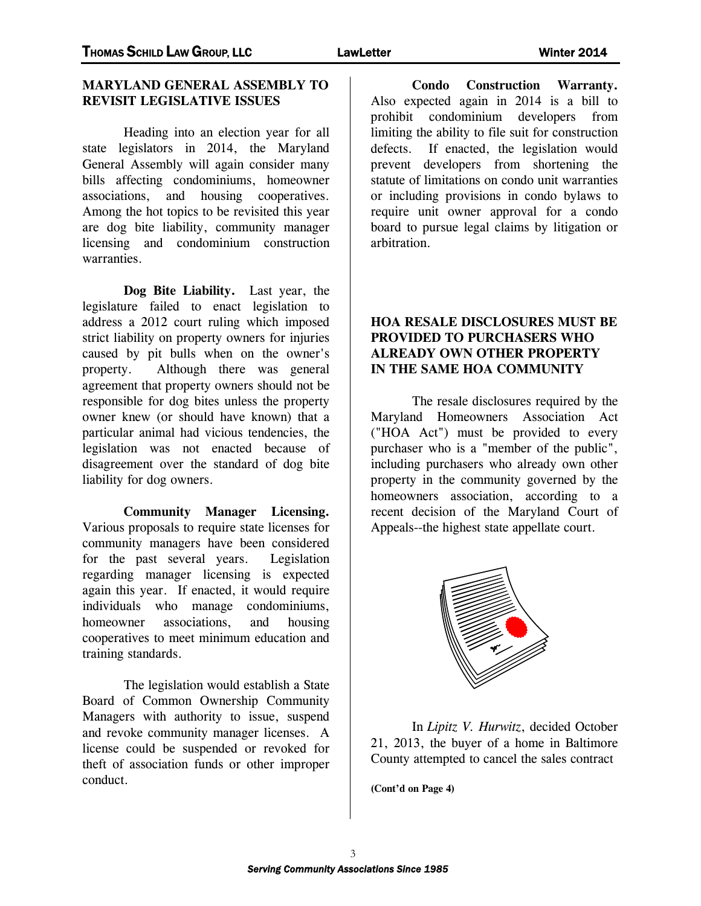## MARYLAND GENERAL ASSEMBLY TO REVISIT LEGISLATIVE ISSUES

Heading into an election year for all state legislators in 2014, the Maryland General Assembly will again consider many bills affecting condominiums, homeowner associations, and housing cooperatives. Among the hot topics to be revisited this year are dog bite liability, community manager licensing and condominium construction warranties.

**Dog Bite Liability.** Last year, the legislature failed to enact legislation to address a 2012 court ruling which imposed strict liability on property owners for injuries caused by pit bulls when on the owner's property. Although there was general agreement that property owners should not be responsible for dog bites unless the property owner knew (or should have known) that a particular animal had vicious tendencies, the legislation was not enacted because of disagreement over the standard of dog bite liability for dog owners.

**Community Manager Licensing.** Various proposals to require state licenses for community managers have been considered for the past several years. Legislation regarding manager licensing is expected again this year. If enacted, it would require individuals who manage condominiums, homeowner associations, and housing cooperatives to meet minimum education and training standards.

The legislation would establish a State Board of Common Ownership Community Managers with authority to issue, suspend and revoke community manager licenses. A license could be suspended or revoked for theft of association funds or other improper conduct.

**Condo Construction Warranty.** Also expected again in 2014 is a bill to prohibit condominium developers from limiting the ability to file suit for construction defects. If enacted, the legislation would prevent developers from shortening the statute of limitations on condo unit warranties or including provisions in condo bylaws to require unit owner approval for a condo board to pursue legal claims by litigation or arbitration.

## HOA RESALE DISCLOSURES MUST BE PROVIDED TO PURCHASERS WHO ALREADY OWN OTHER PROPERTY IN THE SAME HOA COMMUNITY

The resale disclosures required by the Maryland Homeowners Association Act ("HOA Act") must be provided to every purchaser who is a "member of the public", including purchasers who already own other property in the community governed by the homeowners association, according to a recent decision of the Maryland Court of Appeals--the highest state appellate court.

In *Lipitz V. Hurwitz*, decided October 21, 2013, the buyer of a home in Baltimore County attempted to cancel the sales contract

**(Cont'd on Page 4)**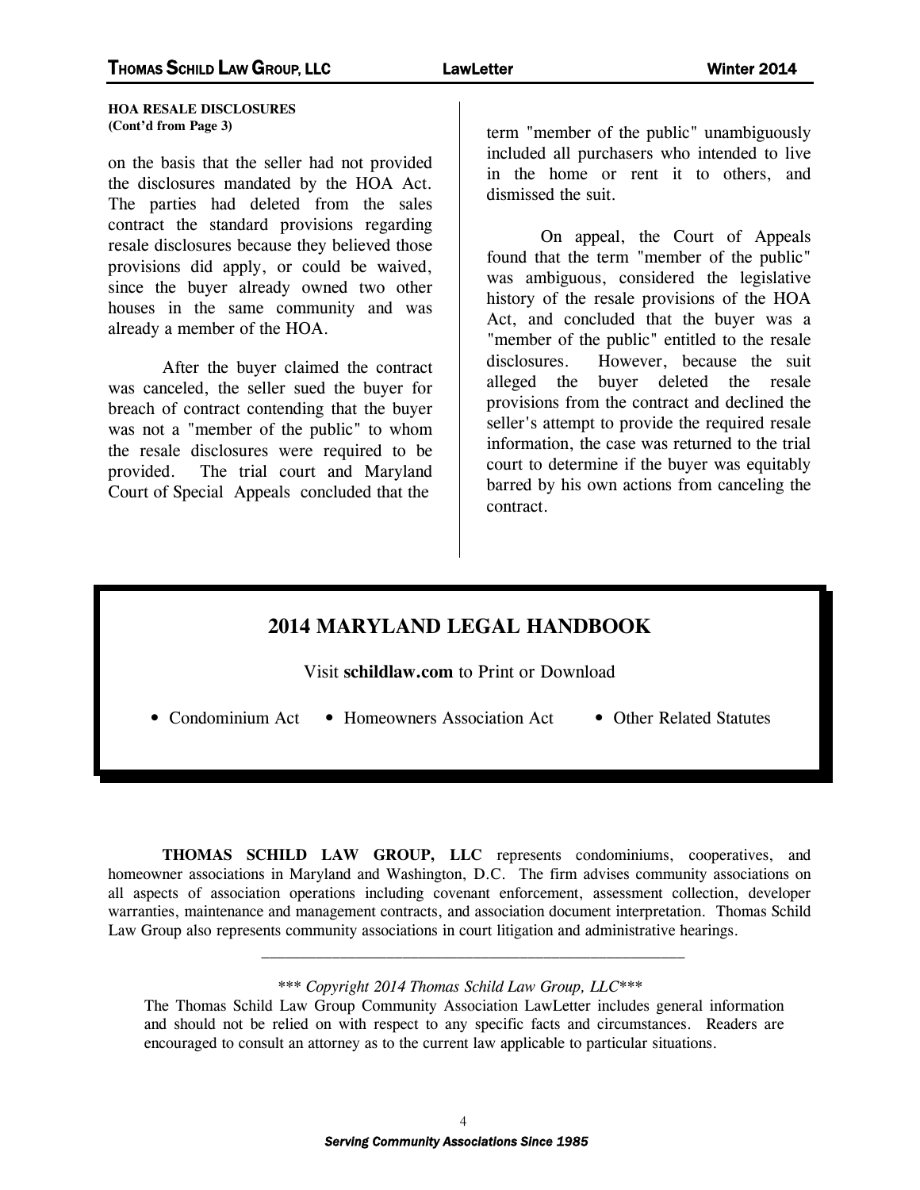**HOA RESALE DISCLOSURES**
**(Cont'd from Page 3)**

on the basis that the seller had not provided the disclosures mandated by the HOA Act. The parties had deleted from the sales contract the standard provisions regarding resale disclosures because they believed those provisions did apply, or could be waived, since the buyer already owned two other houses in the same community and was already a member of the HOA.

After the buyer claimed the contract was canceled, the seller sued the buyer for breach of contract contending that the buyer was not a "member of the public" to whom the resale disclosures were required to be provided. The trial court and Maryland Court of Special Appeals concluded that the term "member of the public" unambiguously included all purchasers who intended to live in the home or rent it to others, and dismissed the suit.

On appeal, the Court of Appeals found that the term "member of the public" was ambiguous, considered the legislative history of the resale provisions of the HOA Act, and concluded that the buyer was a "member of the public" entitled to the resale disclosures. However, because the suit alleged the buyer deleted the resale provisions from the contract and declined the seller's attempt to provide the required resale information, the case was returned to the trial court to determine if the buyer was equitably barred by his own actions from canceling the contract.

## 2014 MARYLAND LEGAL HANDBOOK

Visit **schildlaw.com** to Print or Download

- Condominium Act
- Homeowners Association Act
- Other Related Statutes

**THOMAS SCHILD LAW GROUP, LLC** represents condominiums, cooperatives, and homeowner associations in Maryland and Washington, D.C. The firm advises community associations on all aspects of association operations including covenant enforcement, assessment collection, developer warranties, maintenance and management contracts, and association document interpretation. Thomas Schild Law Group also represents community associations in court litigation and administrative hearings.

---

*\*\*\* Copyright 2014 Thomas Schild Law Group, LLC\*\*\**

The Thomas Schild Law Group Community Association LawLetter includes general information and should not be relied on with respect to any specific facts and circumstances. Readers are encouraged to consult an attorney as to the current law applicable to particular situations.